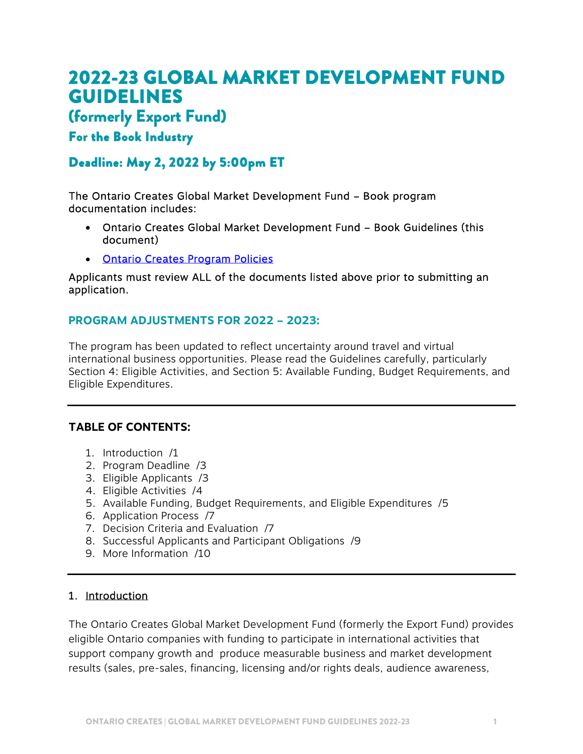# 2022-23 GLOBAL MARKET DEVELOPMENT FUND GUIDELINES

## (formerly Export Fund)

### For the Book Industry

### Deadline: May 2, 2022 by 5:00pm ET

The Ontario Creates Global Market Development Fund – Book program documentation includes:

- Ontario Creates Global Market Development Fund – Book Guidelines (this document)
- [Ontario Creates Program Policies]()

Applicants must review ALL of the documents listed above prior to submitting an application.

### PROGRAM ADJUSTMENTS FOR 2022 – 2023:

The program has been updated to reflect uncertainty around travel and virtual international business opportunities. Please read the Guidelines carefully, particularly Section 4: Eligible Activities, and Section 5: Available Funding, Budget Requirements, and Eligible Expenditures.

---

**TABLE OF CONTENTS:**

1. Introduction /1
2. Program Deadline /3
3. Eligible Applicants /3
4. Eligible Activities /4
5. Available Funding, Budget Requirements, and Eligible Expenditures /5
6. Application Process /7
7. Decision Criteria and Evaluation /7
8. Successful Applicants and Participant Obligations /9
9. More Information /10

---

## 1. Introduction

The Ontario Creates Global Market Development Fund (formerly the Export Fund) provides eligible Ontario companies with funding to participate in international activities that support company growth and produce measurable business and market development results (sales, pre-sales, financing, licensing and/or rights deals, audience awareness,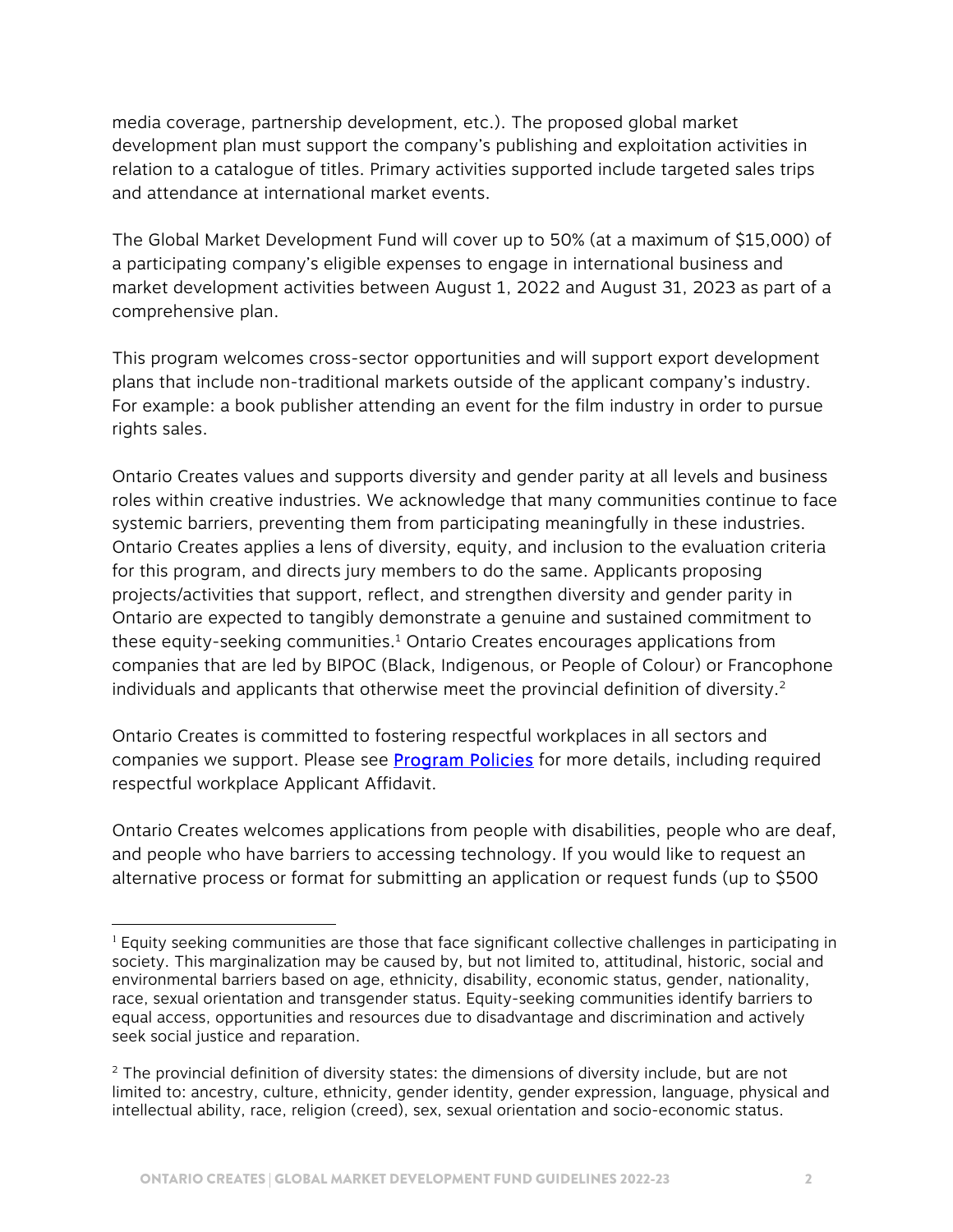media coverage, partnership development, etc.). The proposed global market development plan must support the company's publishing and exploitation activities in relation to a catalogue of titles. Primary activities supported include targeted sales trips and attendance at international market events.

The Global Market Development Fund will cover up to 50% (at a maximum of $15,000) of a participating company's eligible expenses to engage in international business and market development activities between August 1, 2022 and August 31, 2023 as part of a comprehensive plan.

This program welcomes cross-sector opportunities and will support export development plans that include non-traditional markets outside of the applicant company's industry. For example: a book publisher attending an event for the film industry in order to pursue rights sales.

Ontario Creates values and supports diversity and gender parity at all levels and business roles within creative industries. We acknowledge that many communities continue to face systemic barriers, preventing them from participating meaningfully in these industries. Ontario Creates applies a lens of diversity, equity, and inclusion to the evaluation criteria for this program, and directs jury members to do the same. Applicants proposing projects/activities that support, reflect, and strengthen diversity and gender parity in Ontario are expected to tangibly demonstrate a genuine and sustained commitment to these equity-seeking communities.[1] Ontario Creates encourages applications from companies that are led by BIPOC (Black, Indigenous, or People of Colour) or Francophone individuals and applicants that otherwise meet the provincial definition of diversity.[2]

Ontario Creates is committed to fostering respectful workplaces in all sectors and companies we support. Please see [Program Policies] for more details, including required respectful workplace Applicant Affidavit.

Ontario Creates welcomes applications from people with disabilities, people who are deaf, and people who have barriers to accessing technology. If you would like to request an alternative process or format for submitting an application or request funds (up to $500

---

[1] Equity seeking communities are those that face significant collective challenges in participating in society. This marginalization may be caused by, but not limited to, attitudinal, historic, social and environmental barriers based on age, ethnicity, disability, economic status, gender, nationality, race, sexual orientation and transgender status. Equity-seeking communities identify barriers to equal access, opportunities and resources due to disadvantage and discrimination and actively seek social justice and reparation.

[2] The provincial definition of diversity states: the dimensions of diversity include, but are not limited to: ancestry, culture, ethnicity, gender identity, gender expression, language, physical and intellectual ability, race, religion (creed), sex, sexual orientation and socio-economic status.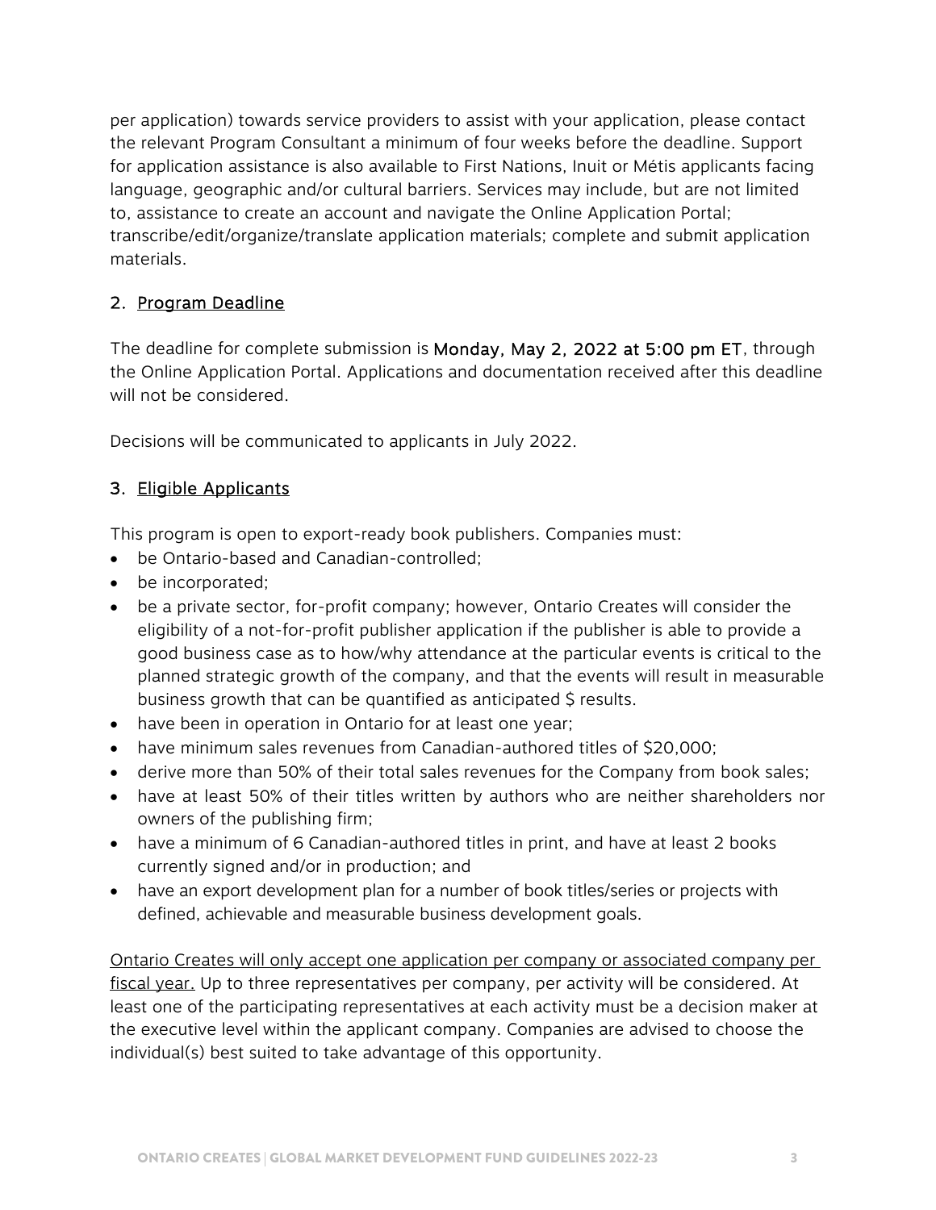per application) towards service providers to assist with your application, please contact the relevant Program Consultant a minimum of four weeks before the deadline. Support for application assistance is also available to First Nations, Inuit or Métis applicants facing language, geographic and/or cultural barriers. Services may include, but are not limited to, assistance to create an account and navigate the Online Application Portal; transcribe/edit/organize/translate application materials; complete and submit application materials.

## 2. Program Deadline

The deadline for complete submission is **Monday, May 2, 2022 at 5:00 pm ET**, through the Online Application Portal. Applications and documentation received after this deadline will not be considered.

Decisions will be communicated to applicants in July 2022.

## 3. Eligible Applicants

This program is open to export-ready book publishers. Companies must:

- be Ontario-based and Canadian-controlled;
- be incorporated;
- be a private sector, for-profit company; however, Ontario Creates will consider the eligibility of a not-for-profit publisher application if the publisher is able to provide a good business case as to how/why attendance at the particular events is critical to the planned strategic growth of the company, and that the events will result in measurable business growth that can be quantified as anticipated $ results.
- have been in operation in Ontario for at least one year;
- have minimum sales revenues from Canadian-authored titles of $20,000;
- derive more than 50% of their total sales revenues for the Company from book sales;
- have at least 50% of their titles written by authors who are neither shareholders nor owners of the publishing firm;
- have a minimum of 6 Canadian-authored titles in print, and have at least 2 books currently signed and/or in production; and
- have an export development plan for a number of book titles/series or projects with defined, achievable and measurable business development goals.

<u>Ontario Creates will only accept one application per company or associated company per fiscal year.</u> Up to three representatives per company, per activity will be considered. At least one of the participating representatives at each activity must be a decision maker at the executive level within the applicant company. Companies are advised to choose the individual(s) best suited to take advantage of this opportunity.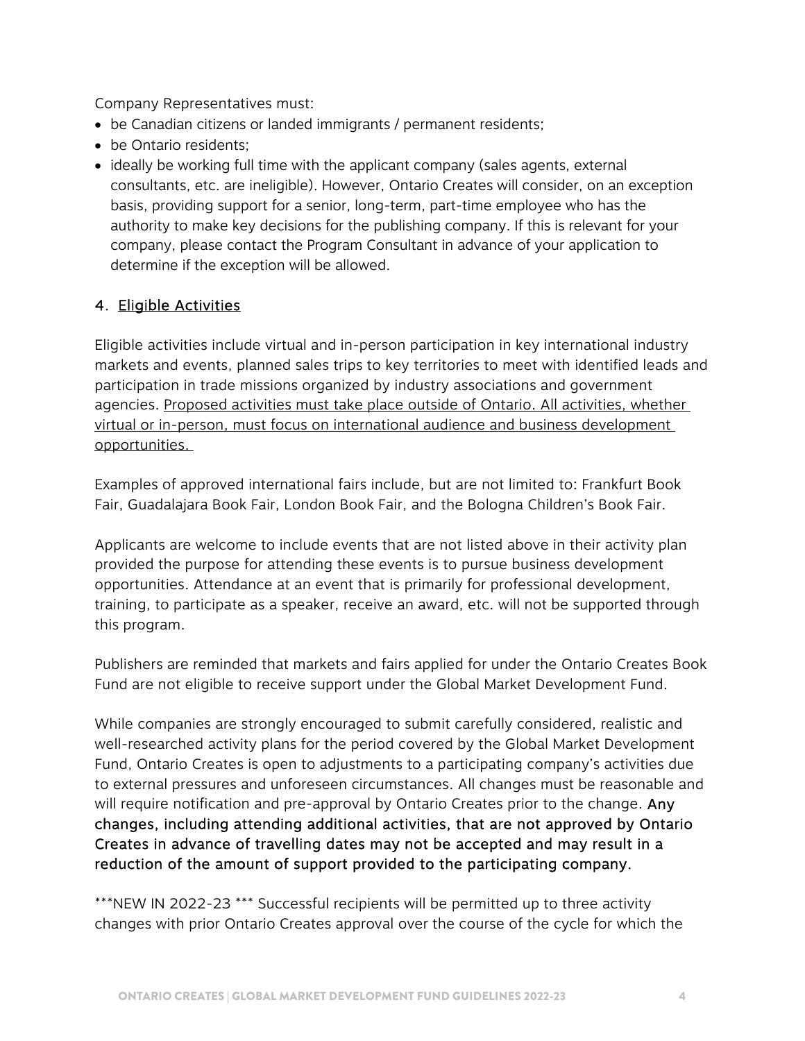Company Representatives must:

- be Canadian citizens or landed immigrants / permanent residents;
- be Ontario residents;
- ideally be working full time with the applicant company (sales agents, external consultants, etc. are ineligible). However, Ontario Creates will consider, on an exception basis, providing support for a senior, long-term, part-time employee who has the authority to make key decisions for the publishing company. If this is relevant for your company, please contact the Program Consultant in advance of your application to determine if the exception will be allowed.

## 4. Eligible Activities

Eligible activities include virtual and in-person participation in key international industry markets and events, planned sales trips to key territories to meet with identified leads and participation in trade missions organized by industry associations and government agencies. <u>Proposed activities must take place outside of Ontario. All activities, whether virtual or in-person, must focus on international audience and business development opportunities.</u>

Examples of approved international fairs include, but are not limited to: Frankfurt Book Fair, Guadalajara Book Fair, London Book Fair, and the Bologna Children's Book Fair.

Applicants are welcome to include events that are not listed above in their activity plan provided the purpose for attending these events is to pursue business development opportunities. Attendance at an event that is primarily for professional development, training, to participate as a speaker, receive an award, etc. will not be supported through this program.

Publishers are reminded that markets and fairs applied for under the Ontario Creates Book Fund are not eligible to receive support under the Global Market Development Fund.

While companies are strongly encouraged to submit carefully considered, realistic and well-researched activity plans for the period covered by the Global Market Development Fund, Ontario Creates is open to adjustments to a participating company's activities due to external pressures and unforeseen circumstances. All changes must be reasonable and will require notification and pre-approval by Ontario Creates prior to the change. **Any changes, including attending additional activities, that are not approved by Ontario Creates in advance of travelling dates may not be accepted and may result in a reduction of the amount of support provided to the participating company.**

***NEW IN 2022-23 *** Successful recipients will be permitted up to three activity changes with prior Ontario Creates approval over the course of the cycle for which the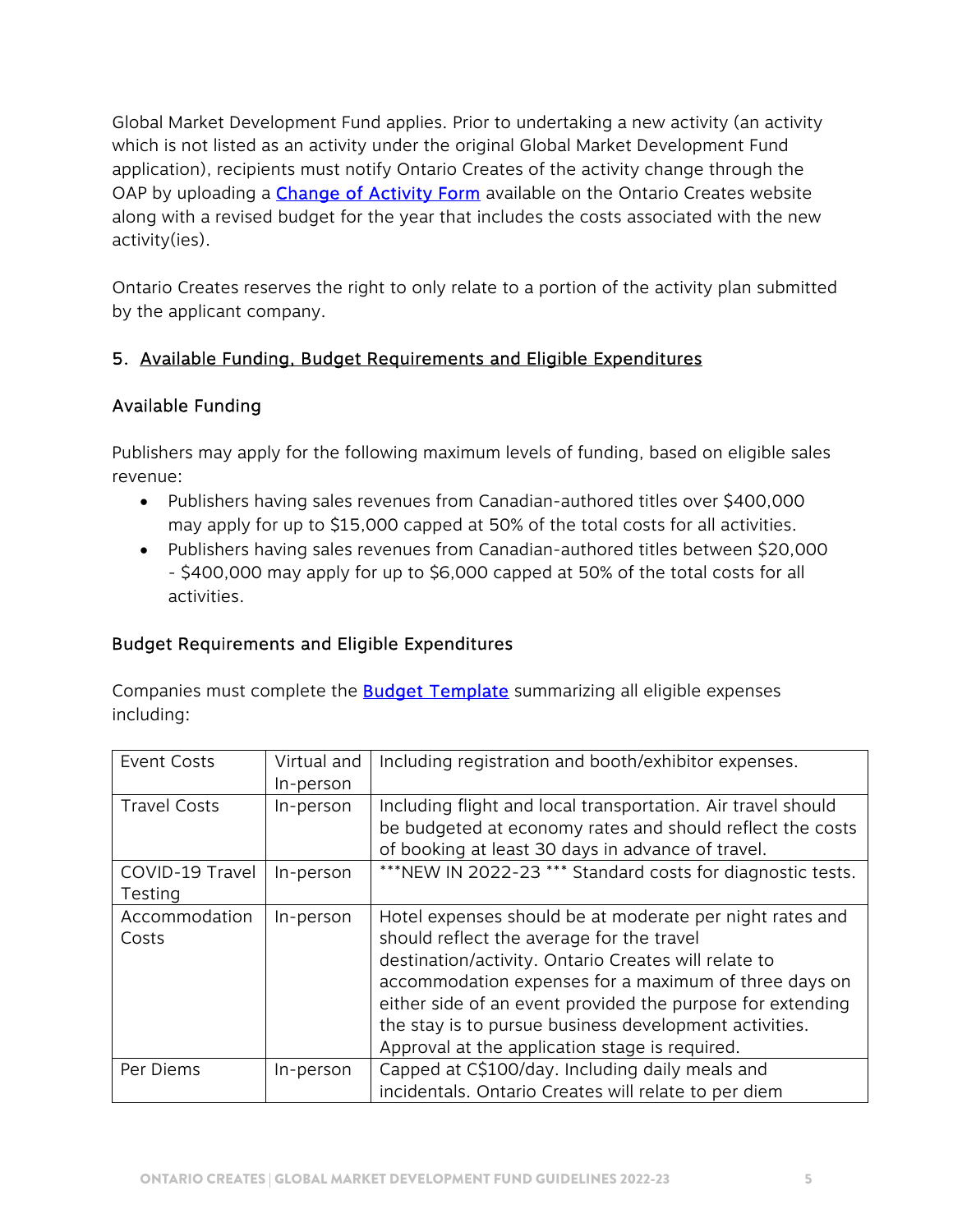Global Market Development Fund applies. Prior to undertaking a new activity (an activity which is not listed as an activity under the original Global Market Development Fund application), recipients must notify Ontario Creates of the activity change through the OAP by uploading a [Change of Activity Form](#) available on the Ontario Creates website along with a revised budget for the year that includes the costs associated with the new activity(ies).

Ontario Creates reserves the right to only relate to a portion of the activity plan submitted by the applicant company.

## 5. Available Funding, Budget Requirements and Eligible Expenditures

### Available Funding

Publishers may apply for the following maximum levels of funding, based on eligible sales revenue:

- Publishers having sales revenues from Canadian-authored titles over $400,000 may apply for up to $15,000 capped at 50% of the total costs for all activities.
- Publishers having sales revenues from Canadian-authored titles between $20,000 - $400,000 may apply for up to $6,000 capped at 50% of the total costs for all activities.

### Budget Requirements and Eligible Expenditures

Companies must complete the [Budget Template](#) summarizing all eligible expenses including:

| | | |
|---|---|---|
| Event Costs | Virtual and In-person | Including registration and booth/exhibitor expenses. |
| Travel Costs | In-person | Including flight and local transportation. Air travel should be budgeted at economy rates and should reflect the costs of booking at least 30 days in advance of travel. |
| COVID-19 Travel Testing | In-person | ***NEW IN 2022-23 *** Standard costs for diagnostic tests. |
| Accommodation Costs | In-person | Hotel expenses should be at moderate per night rates and should reflect the average for the travel destination/activity. Ontario Creates will relate to accommodation expenses for a maximum of three days on either side of an event provided the purpose for extending the stay is to pursue business development activities. Approval at the application stage is required. |
| Per Diems | In-person | Capped at C$100/day. Including daily meals and incidentals. Ontario Creates will relate to per diem |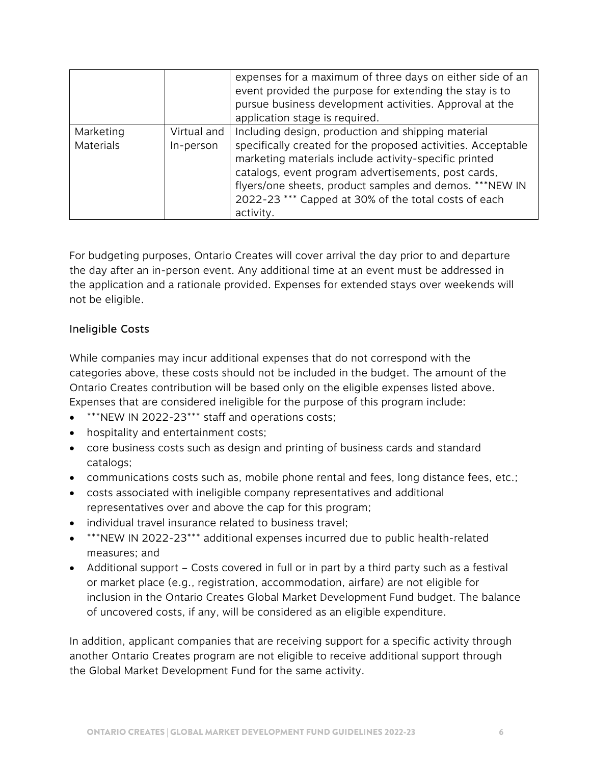| | | |
|---|---|---|
| | | expenses for a maximum of three days on either side of an event provided the purpose for extending the stay is to pursue business development activities. Approval at the application stage is required. |
| Marketing Materials | Virtual and In-person | Including design, production and shipping material specifically created for the proposed activities. Acceptable marketing materials include activity-specific printed catalogs, event program advertisements, post cards, flyers/one sheets, product samples and demos. ***NEW IN 2022-23 *** Capped at 30% of the total costs of each activity. |

For budgeting purposes, Ontario Creates will cover arrival the day prior to and departure the day after an in-person event. Any additional time at an event must be addressed in the application and a rationale provided. Expenses for extended stays over weekends will not be eligible.

### Ineligible Costs

While companies may incur additional expenses that do not correspond with the categories above, these costs should not be included in the budget. The amount of the Ontario Creates contribution will be based only on the eligible expenses listed above. Expenses that are considered ineligible for the purpose of this program include:

- ***NEW IN 2022-23*** staff and operations costs;
- hospitality and entertainment costs;
- core business costs such as design and printing of business cards and standard catalogs;
- communications costs such as, mobile phone rental and fees, long distance fees, etc.;
- costs associated with ineligible company representatives and additional representatives over and above the cap for this program;
- individual travel insurance related to business travel;
- ***NEW IN 2022-23*** additional expenses incurred due to public health-related measures; and
- Additional support – Costs covered in full or in part by a third party such as a festival or market place (e.g., registration, accommodation, airfare) are not eligible for inclusion in the Ontario Creates Global Market Development Fund budget. The balance of uncovered costs, if any, will be considered as an eligible expenditure.

In addition, applicant companies that are receiving support for a specific activity through another Ontario Creates program are not eligible to receive additional support through the Global Market Development Fund for the same activity.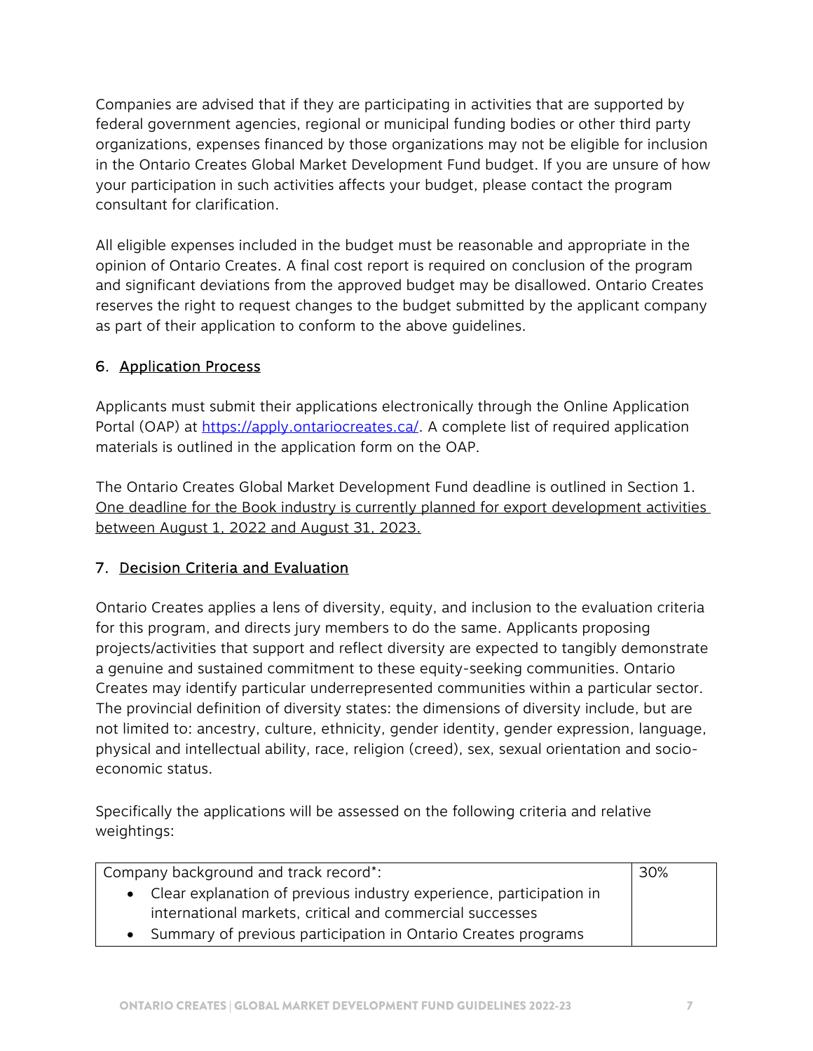Companies are advised that if they are participating in activities that are supported by federal government agencies, regional or municipal funding bodies or other third party organizations, expenses financed by those organizations may not be eligible for inclusion in the Ontario Creates Global Market Development Fund budget. If you are unsure of how your participation in such activities affects your budget, please contact the program consultant for clarification.

All eligible expenses included in the budget must be reasonable and appropriate in the opinion of Ontario Creates. A final cost report is required on conclusion of the program and significant deviations from the approved budget may be disallowed. Ontario Creates reserves the right to request changes to the budget submitted by the applicant company as part of their application to conform to the above guidelines.

## 6. Application Process

Applicants must submit their applications electronically through the Online Application Portal (OAP) at https://apply.ontariocreates.ca/. A complete list of required application materials is outlined in the application form on the OAP.

The Ontario Creates Global Market Development Fund deadline is outlined in Section 1. One deadline for the Book industry is currently planned for export development activities between August 1, 2022 and August 31, 2023.

## 7. Decision Criteria and Evaluation

Ontario Creates applies a lens of diversity, equity, and inclusion to the evaluation criteria for this program, and directs jury members to do the same. Applicants proposing projects/activities that support and reflect diversity are expected to tangibly demonstrate a genuine and sustained commitment to these equity-seeking communities. Ontario Creates may identify particular underrepresented communities within a particular sector. The provincial definition of diversity states: the dimensions of diversity include, but are not limited to: ancestry, culture, ethnicity, gender identity, gender expression, language, physical and intellectual ability, race, religion (creed), sex, sexual orientation and socio-economic status.

Specifically the applications will be assessed on the following criteria and relative weightings:

| Criteria | Weighting |
|---|---|
| Company background and track record*:<br>• Clear explanation of previous industry experience, participation in international markets, critical and commercial successes<br>• Summary of previous participation in Ontario Creates programs | 30% |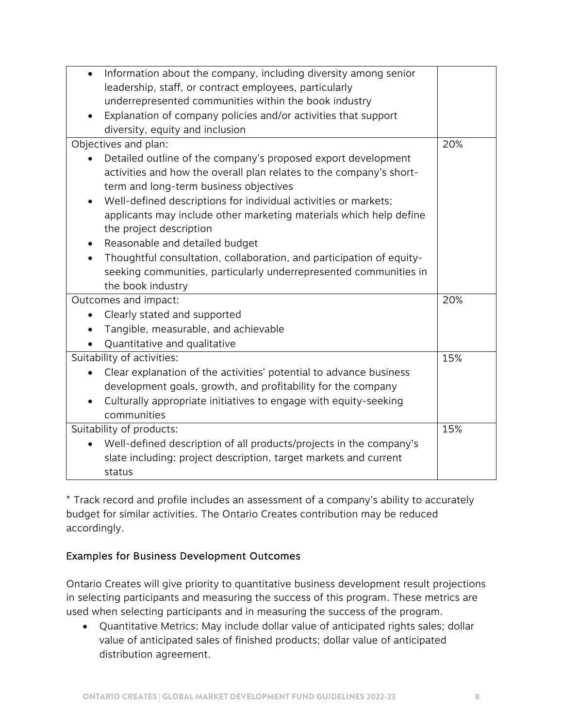| | |
|---|---|
| • Information about the company, including diversity among senior leadership, staff, or contract employees, particularly underrepresented communities within the book industry<br>• Explanation of company policies and/or activities that support diversity, equity and inclusion | |
| Objectives and plan:<br>• Detailed outline of the company's proposed export development activities and how the overall plan relates to the company's short-term and long-term business objectives<br>• Well-defined descriptions for individual activities or markets; applicants may include other marketing materials which help define the project description<br>• Reasonable and detailed budget<br>• Thoughtful consultation, collaboration, and participation of equity-seeking communities, particularly underrepresented communities in the book industry | 20% |
| Outcomes and impact:<br>• Clearly stated and supported<br>• Tangible, measurable, and achievable<br>• Quantitative and qualitative | 20% |
| Suitability of activities:<br>• Clear explanation of the activities' potential to advance business development goals, growth, and profitability for the company<br>• Culturally appropriate initiatives to engage with equity-seeking communities | 15% |
| Suitability of products:<br>• Well-defined description of all products/projects in the company's slate including: project description, target markets and current status | 15% |

* Track record and profile includes an assessment of a company's ability to accurately budget for similar activities. The Ontario Creates contribution may be reduced accordingly.

### Examples for Business Development Outcomes

Ontario Creates will give priority to quantitative business development result projections in selecting participants and measuring the success of this program. These metrics are used when selecting participants and in measuring the success of the program.

- Quantitative Metrics: May include dollar value of anticipated rights sales; dollar value of anticipated sales of finished products; dollar value of anticipated distribution agreement.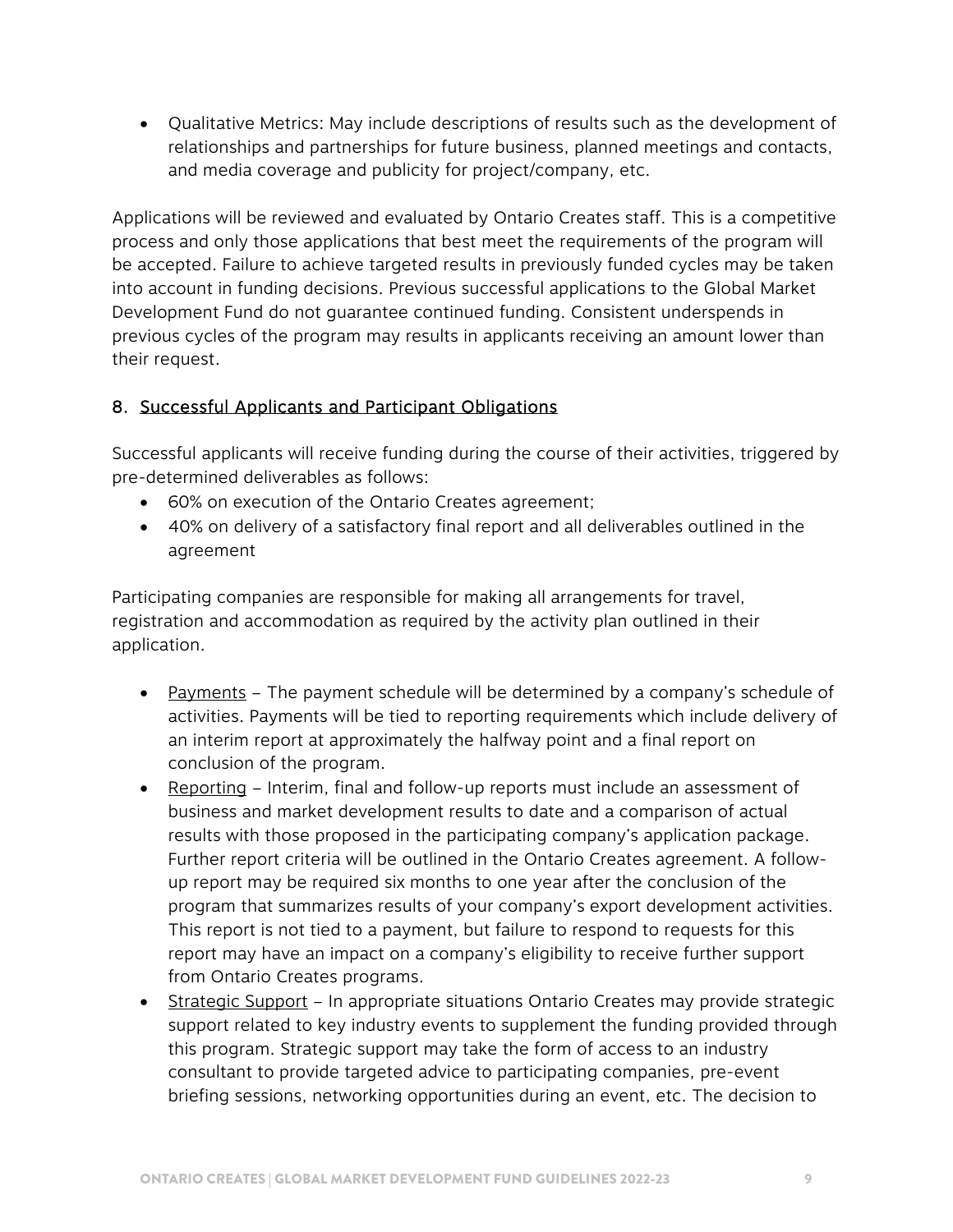- Qualitative Metrics: May include descriptions of results such as the development of relationships and partnerships for future business, planned meetings and contacts, and media coverage and publicity for project/company, etc.

Applications will be reviewed and evaluated by Ontario Creates staff. This is a competitive process and only those applications that best meet the requirements of the program will be accepted. Failure to achieve targeted results in previously funded cycles may be taken into account in funding decisions. Previous successful applications to the Global Market Development Fund do not guarantee continued funding. Consistent underspends in previous cycles of the program may results in applicants receiving an amount lower than their request.

## 8. Successful Applicants and Participant Obligations

Successful applicants will receive funding during the course of their activities, triggered by pre-determined deliverables as follows:

- 60% on execution of the Ontario Creates agreement;
- 40% on delivery of a satisfactory final report and all deliverables outlined in the agreement

Participating companies are responsible for making all arrangements for travel, registration and accommodation as required by the activity plan outlined in their application.

- Payments – The payment schedule will be determined by a company's schedule of activities. Payments will be tied to reporting requirements which include delivery of an interim report at approximately the halfway point and a final report on conclusion of the program.
- Reporting – Interim, final and follow-up reports must include an assessment of business and market development results to date and a comparison of actual results with those proposed in the participating company's application package. Further report criteria will be outlined in the Ontario Creates agreement. A follow-up report may be required six months to one year after the conclusion of the program that summarizes results of your company's export development activities. This report is not tied to a payment, but failure to respond to requests for this report may have an impact on a company's eligibility to receive further support from Ontario Creates programs.
- Strategic Support – In appropriate situations Ontario Creates may provide strategic support related to key industry events to supplement the funding provided through this program. Strategic support may take the form of access to an industry consultant to provide targeted advice to participating companies, pre-event briefing sessions, networking opportunities during an event, etc. The decision to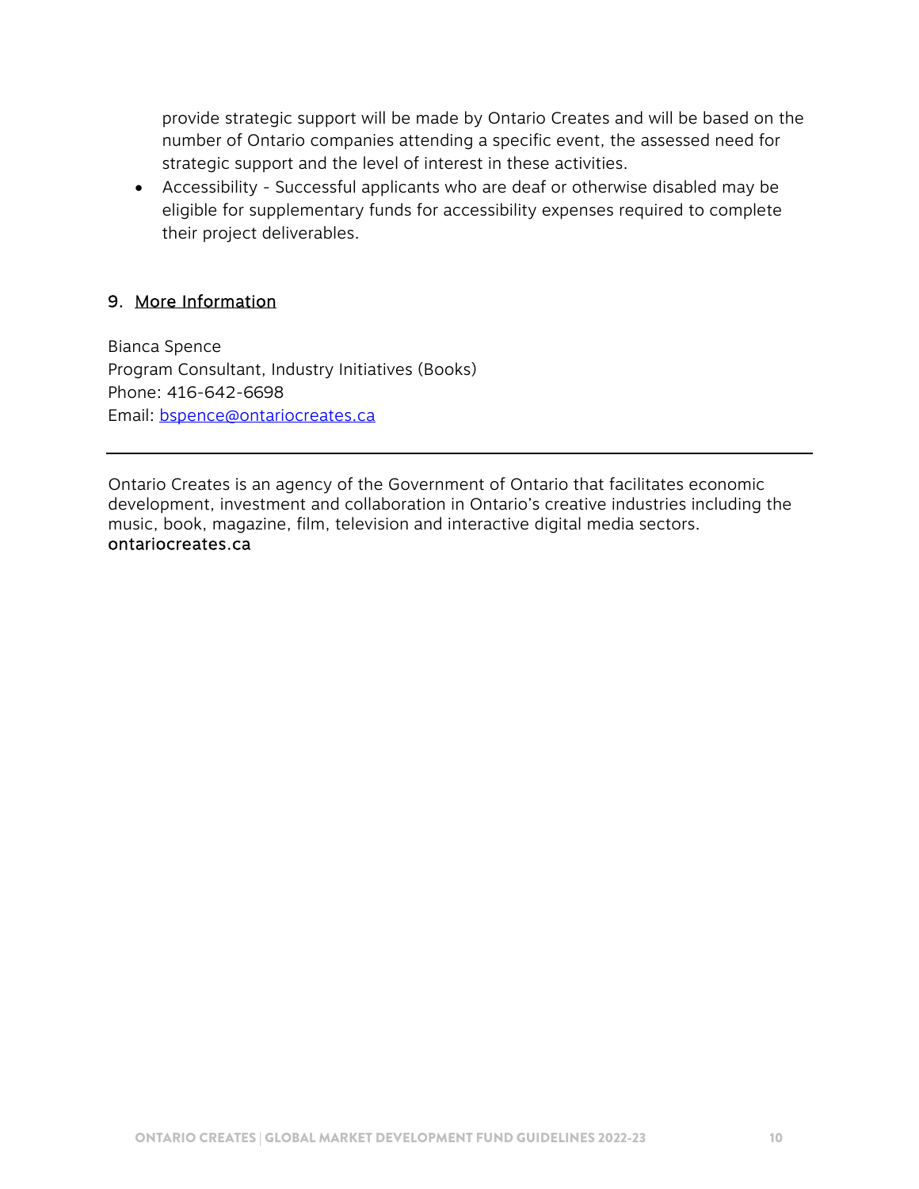provide strategic support will be made by Ontario Creates and will be based on the number of Ontario companies attending a specific event, the assessed need for strategic support and the level of interest in these activities.

- Accessibility - Successful applicants who are deaf or otherwise disabled may be eligible for supplementary funds for accessibility expenses required to complete their project deliverables.

## 9. More Information

Bianca Spence
Program Consultant, Industry Initiatives (Books)
Phone: 416-642-6698
Email: [bspence@ontariocreates.ca](mailto:bspence@ontariocreates.ca)

---

Ontario Creates is an agency of the Government of Ontario that facilitates economic development, investment and collaboration in Ontario's creative industries including the music, book, magazine, film, television and interactive digital media sectors.
ontariocreates.ca